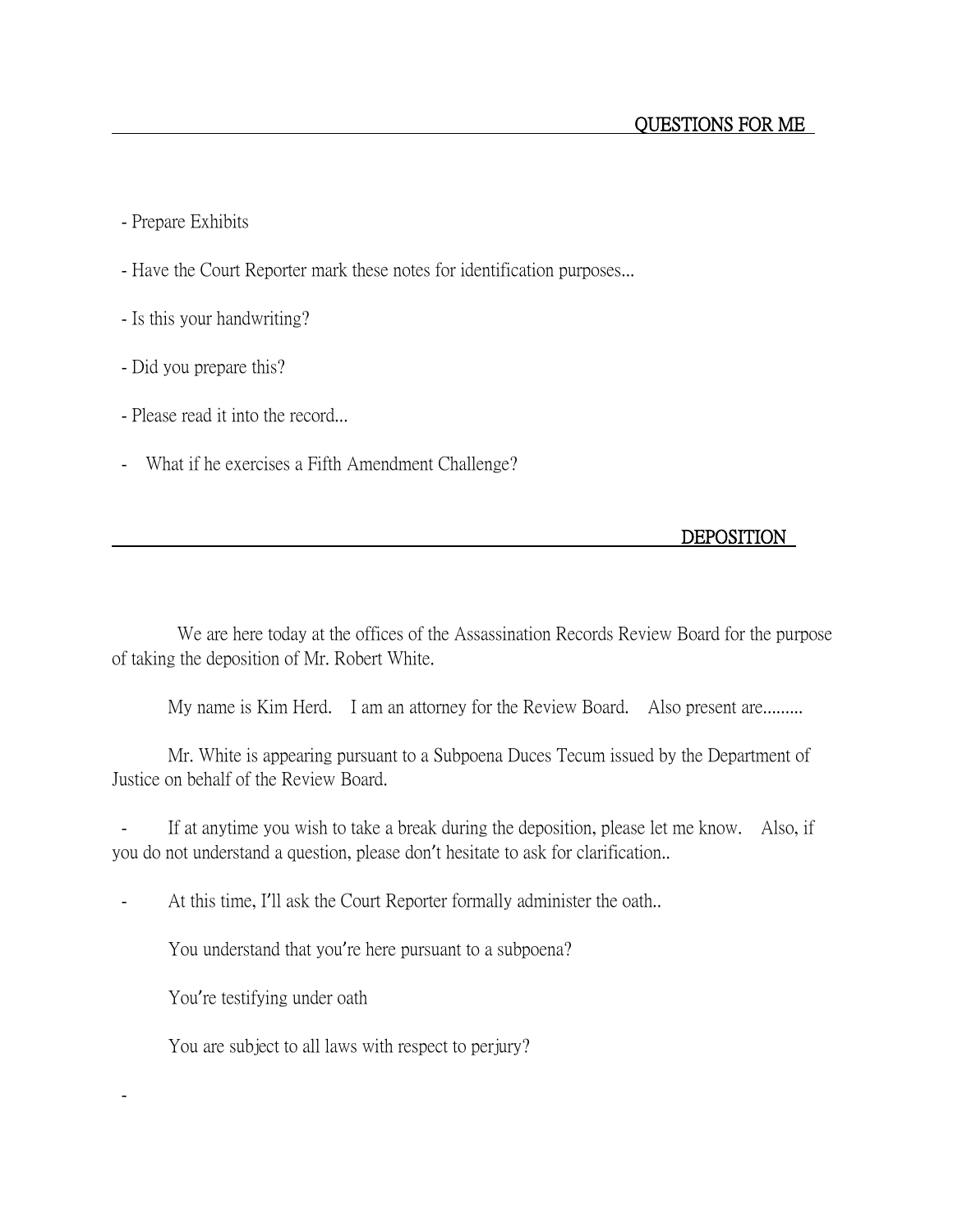## QUESTIONS FOR ME

- Prepare Exhibits
- Have the Court Reporter mark these notes for identification purposes...
- Is this your handwriting?
- Did you prepare this?
- Please read it into the record...
- What if he exercises a Fifth Amendment Challenge?

## DEPOSITION

We are here today at the offices of the Assassination Records Review Board for the purpose of taking the deposition of Mr. Robert White.

My name is Kim Herd. I am an attorney for the Review Board. Also present are.........

Mr. White is appearing pursuant to a Subpoena Duces Tecum issued by the Department of Justice on behalf of the Review Board.

- If at anytime you wish to take a break during the deposition, please let me know. Also, if you do not understand a question, please don't hesitate to ask for clarification..
- At this time, I'll ask the Court Reporter formally administer the oath..

You understand that you're here pursuant to a subpoena?

You're testifying under oath

You are subject to all laws with respect to perjury?

-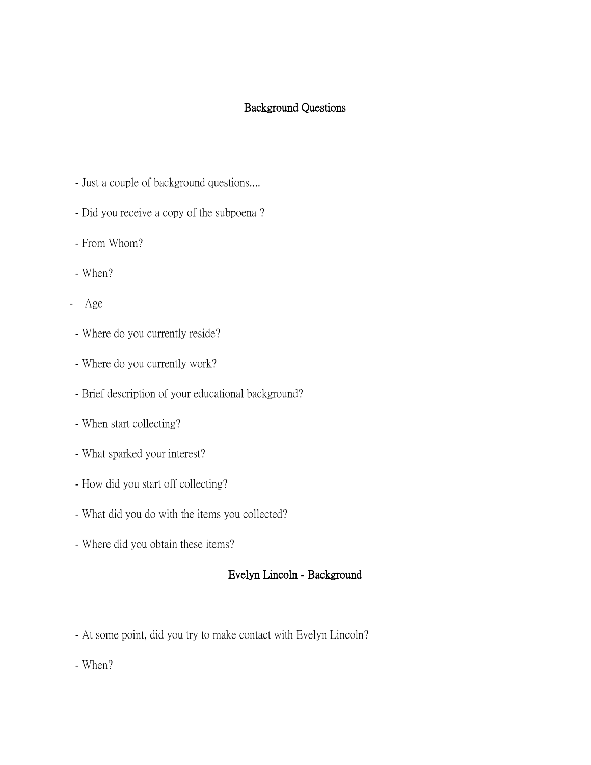## Background Questions

- Just a couple of background questions....
- Did you receive a copy of the subpoena ?
- From Whom?
- When?
- Age
- Where do you currently reside?
- Where do you currently work?
- Brief description of your educational background?
- When start collecting?
- What sparked your interest?
- How did you start off collecting?
- What did you do with the items you collected?
- Where did you obtain these items?

## Evelyn Lincoln - Background

- At some point, did you try to make contact with Evelyn Lincoln?
- When?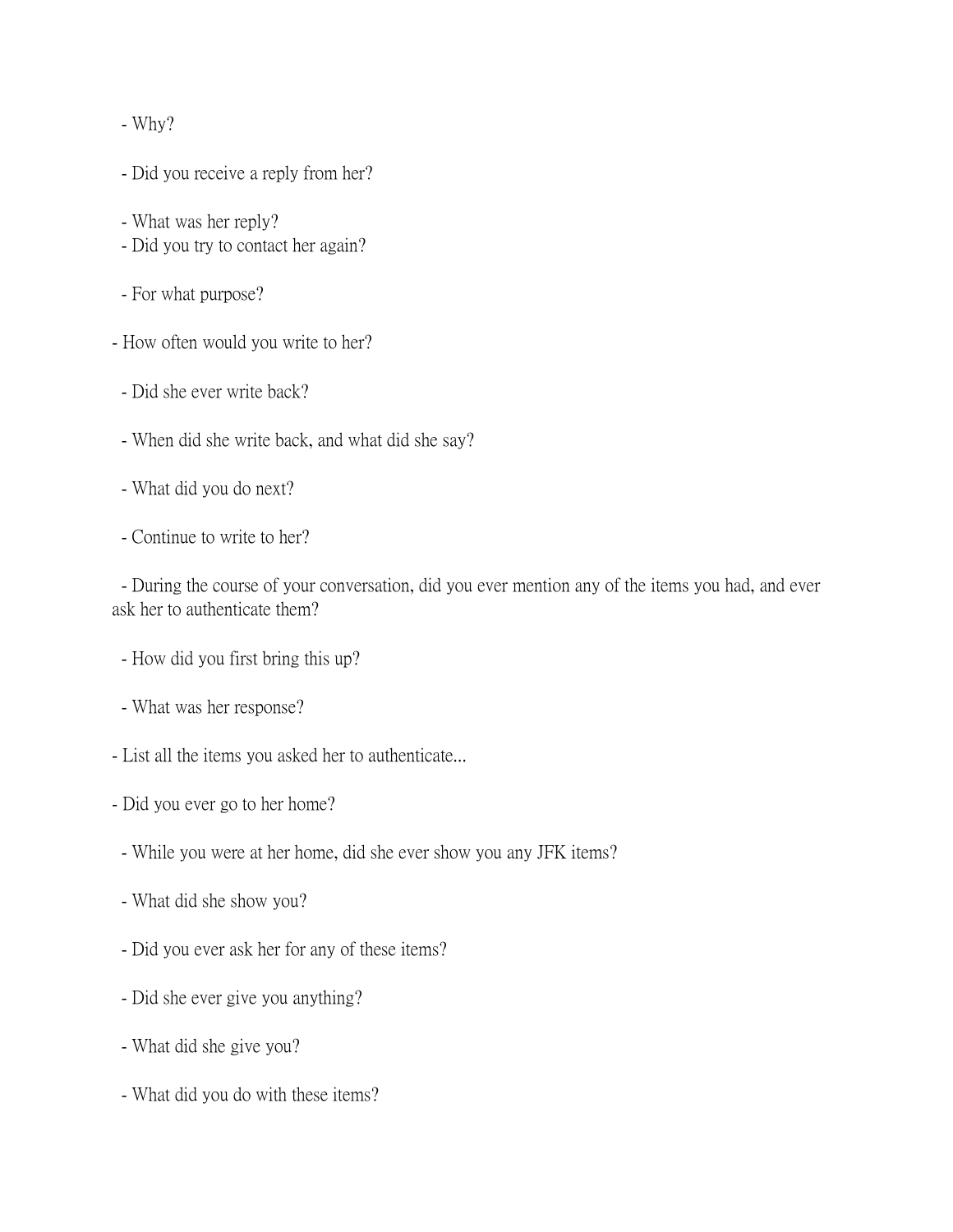- Why?

  - Did you receive a reply from her?

  - What was her reply?
  - Did you try to contact her again?

  - For what purpose?

- How often would you write to her?

  - Did she ever write back?

  - When did she write back, and what did she say?

  - What did you do next?

  - Continue to write to her?

  - During the course of your conversation, did you ever mention any of the items you had, and ever ask her to authenticate them?

  - How did you first bring this up?

  - What was her response?

- List all the items you asked her to authenticate...

- Did you ever go to her home?

  - While you were at her home, did she ever show you any JFK items?

  - What did she show you?

  - Did you ever ask her for any of these items?

  - Did she ever give you anything?

  - What did she give you?

  - What did you do with these items?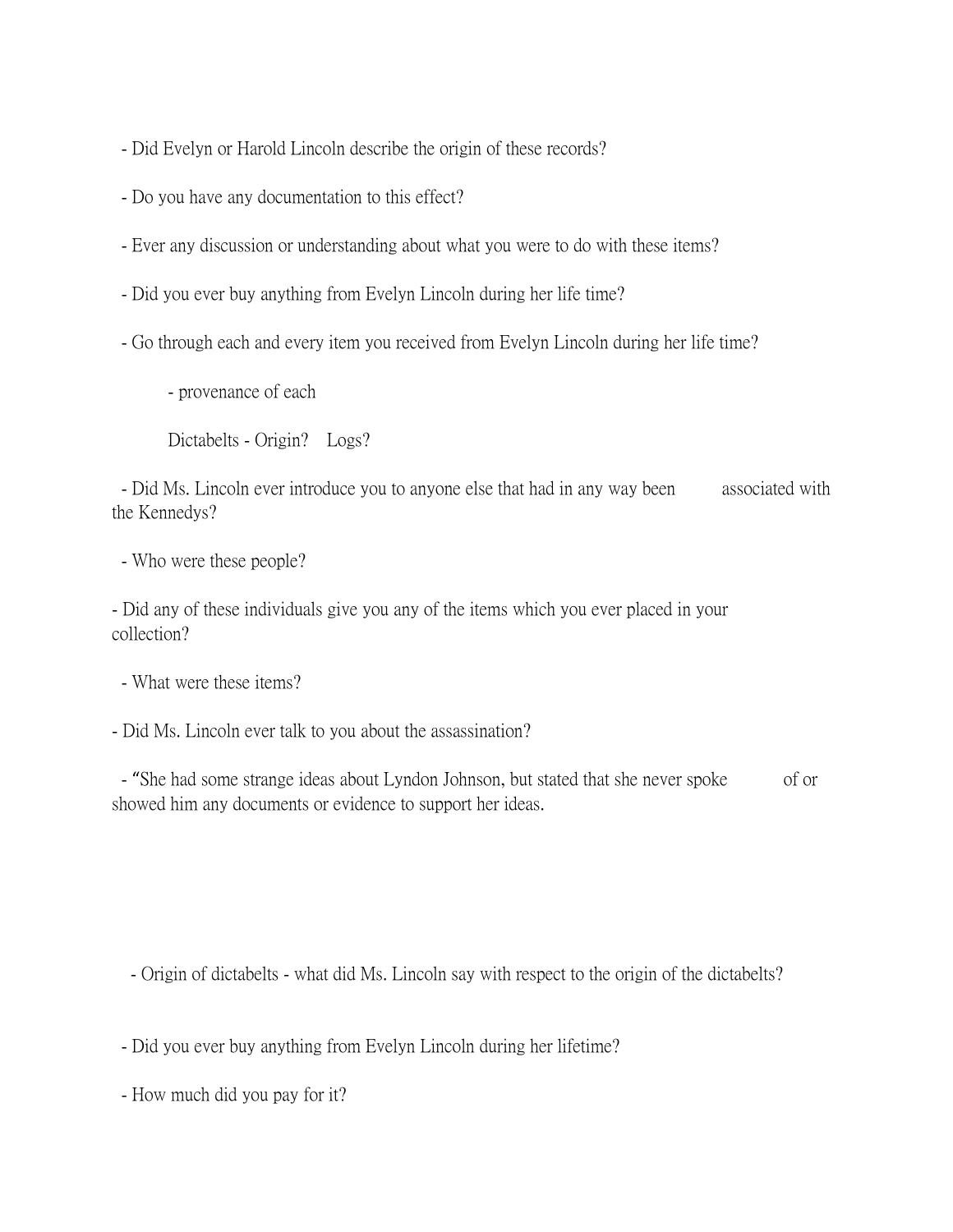- Did Evelyn or Harold Lincoln describe the origin of these records?

- Do you have any documentation to this effect?

- Ever any discussion or understanding about what you were to do with these items?

- Did you ever buy anything from Evelyn Lincoln during her life time?

- Go through each and every item you received from Evelyn Lincoln during her life time?

    - provenance of each

    Dictabelts - Origin?    Logs?

- Did Ms. Lincoln ever introduce you to anyone else that had in any way been associated with the Kennedys?

- Who were these people?

- Did any of these individuals give you any of the items which you ever placed in your collection?

- What were these items?

- Did Ms. Lincoln ever talk to you about the assassination?

- "She had some strange ideas about Lyndon Johnson, but stated that she never spoke of or showed him any documents or evidence to support her ideas.

- Origin of dictabelts - what did Ms. Lincoln say with respect to the origin of the dictabelts?

- Did you ever buy anything from Evelyn Lincoln during her lifetime?

- How much did you pay for it?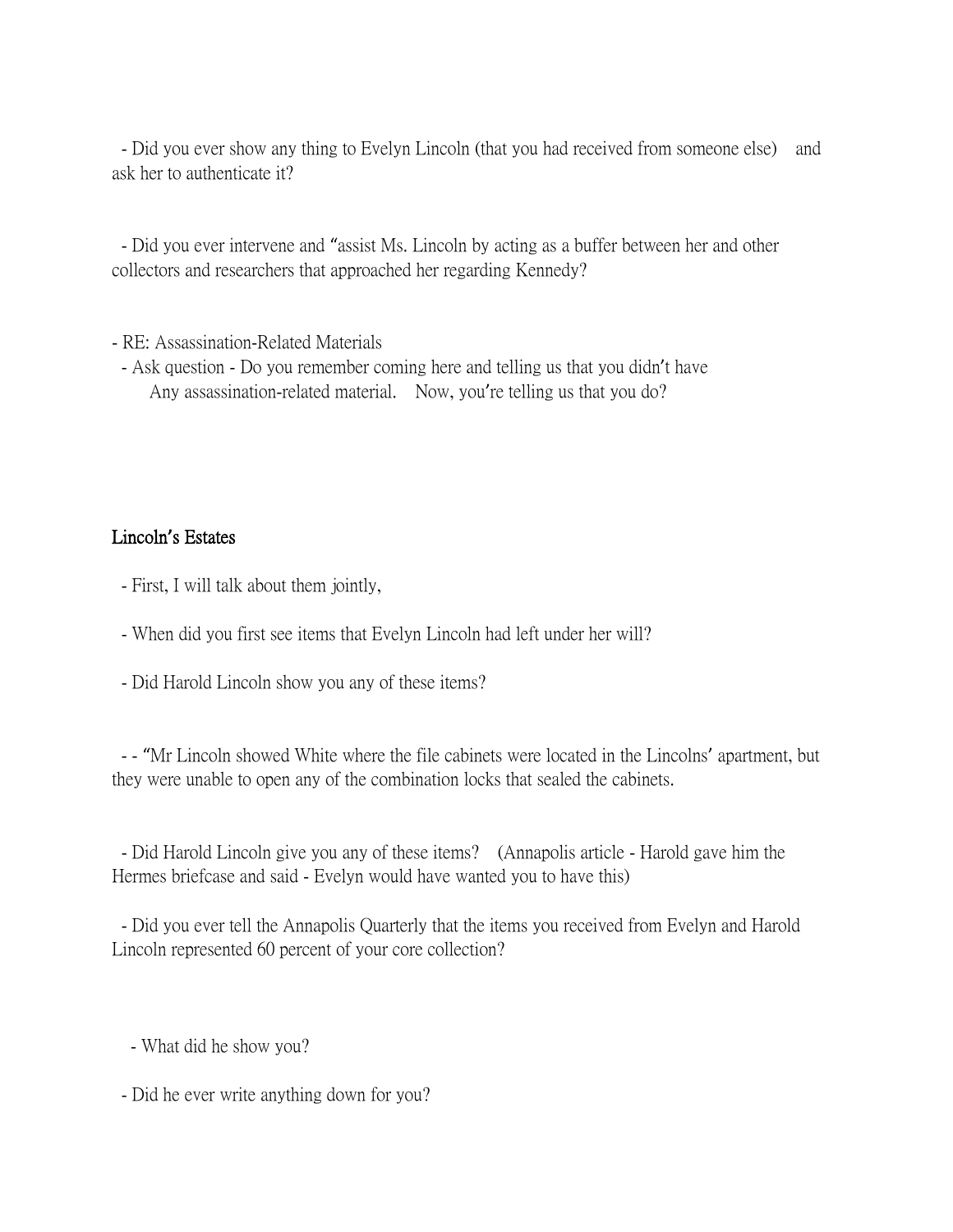- Did you ever show any thing to Evelyn Lincoln (that you had received from someone else) and ask her to authenticate it?

- Did you ever intervene and "assist Ms. Lincoln by acting as a buffer between her and other collectors and researchers that approached her regarding Kennedy?

- RE: Assassination-Related Materials
  - Ask question - Do you remember coming here and telling us that you didn't have Any assassination-related material. Now, you're telling us that you do?

## Lincoln's Estates

- First, I will talk about them jointly,

- When did you first see items that Evelyn Lincoln had left under her will?

- Did Harold Lincoln show you any of these items?

- - "Mr Lincoln showed White where the file cabinets were located in the Lincolns' apartment, but they were unable to open any of the combination locks that sealed the cabinets.

- Did Harold Lincoln give you any of these items? (Annapolis article - Harold gave him the Hermes briefcase and said - Evelyn would have wanted you to have this)

- Did you ever tell the Annapolis Quarterly that the items you received from Evelyn and Harold Lincoln represented 60 percent of your core collection?

  - What did he show you?

- Did he ever write anything down for you?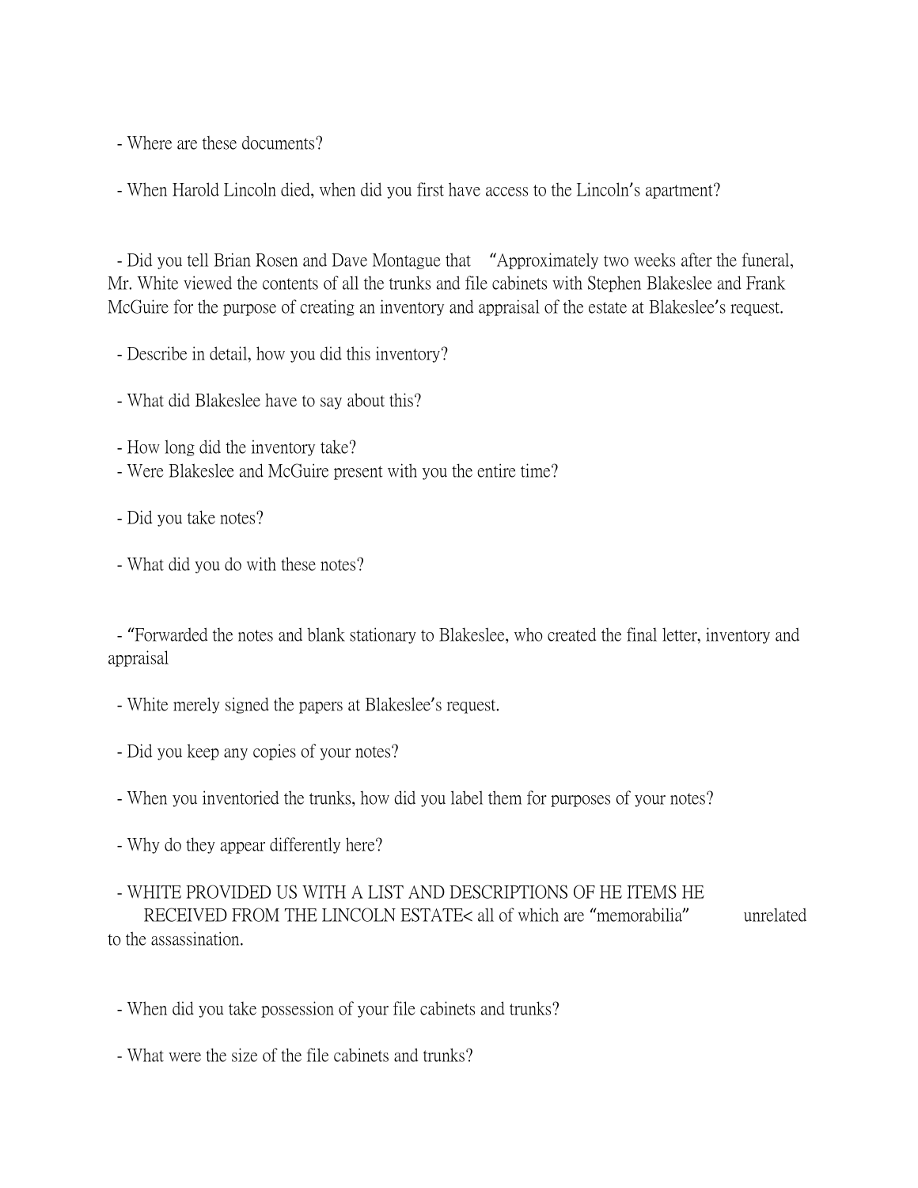- Where are these documents?

- When Harold Lincoln died, when did you first have access to the Lincoln's apartment?

- Did you tell Brian Rosen and Dave Montague that "Approximately two weeks after the funeral, Mr. White viewed the contents of all the trunks and file cabinets with Stephen Blakeslee and Frank McGuire for the purpose of creating an inventory and appraisal of the estate at Blakeslee's request.

- Describe in detail, how you did this inventory?

- What did Blakeslee have to say about this?

- How long did the inventory take?
- Were Blakeslee and McGuire present with you the entire time?

- Did you take notes?

- What did you do with these notes?

- "Forwarded the notes and blank stationary to Blakeslee, who created the final letter, inventory and appraisal

- White merely signed the papers at Blakeslee's request.

- Did you keep any copies of your notes?

- When you inventoried the trunks, how did you label them for purposes of your notes?

- Why do they appear differently here?

- WHITE PROVIDED US WITH A LIST AND DESCRIPTIONS OF HE ITEMS HE RECEIVED FROM THE LINCOLN ESTATE< all of which are "memorabilia" unrelated to the assassination.

- When did you take possession of your file cabinets and trunks?

- What were the size of the file cabinets and trunks?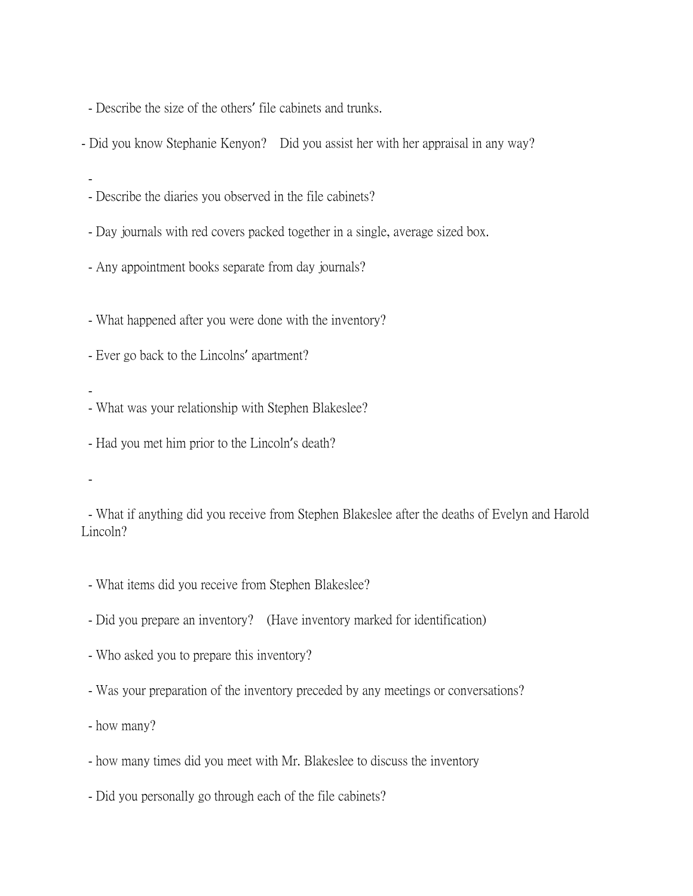- Describe the size of the others' file cabinets and trunks.

- Did you know Stephanie Kenyon? Did you assist her with her appraisal in any way?

-

- Describe the diaries you observed in the file cabinets?

- Day journals with red covers packed together in a single, average sized box.

- Any appointment books separate from day journals?

- What happened after you were done with the inventory?

- Ever go back to the Lincolns' apartment?

-

- What was your relationship with Stephen Blakeslee?

- Had you met him prior to the Lincoln's death?

-

- What if anything did you receive from Stephen Blakeslee after the deaths of Evelyn and Harold Lincoln?

- What items did you receive from Stephen Blakeslee?

- Did you prepare an inventory? (Have inventory marked for identification)

- Who asked you to prepare this inventory?

- Was your preparation of the inventory preceded by any meetings or conversations?

- how many?

- how many times did you meet with Mr. Blakeslee to discuss the inventory

- Did you personally go through each of the file cabinets?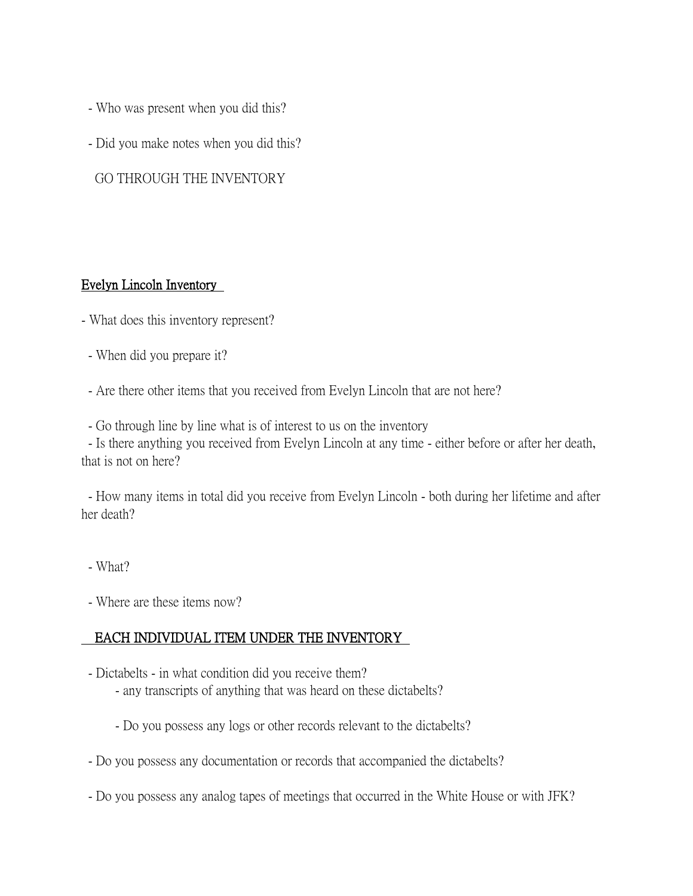- Who was present when you did this?

- Did you make notes when you did this?

GO THROUGH THE INVENTORY

<u>Evelyn Lincoln Inventory</u>

- What does this inventory represent?

- When did you prepare it?

- Are there other items that you received from Evelyn Lincoln that are not here?

- Go through line by line what is of interest to us on the inventory
- Is there anything you received from Evelyn Lincoln at any time - either before or after her death, that is not on here?

- How many items in total did you receive from Evelyn Lincoln - both during her lifetime and after her death?

- What?

- Where are these items now?

<u>EACH INDIVIDUAL ITEM UNDER THE INVENTORY</u>

- Dictabelts - in what condition did you receive them?
  - any transcripts of anything that was heard on these dictabelts?

  - Do you possess any logs or other records relevant to the dictabelts?

- Do you possess any documentation or records that accompanied the dictabelts?

- Do you possess any analog tapes of meetings that occurred in the White House or with JFK?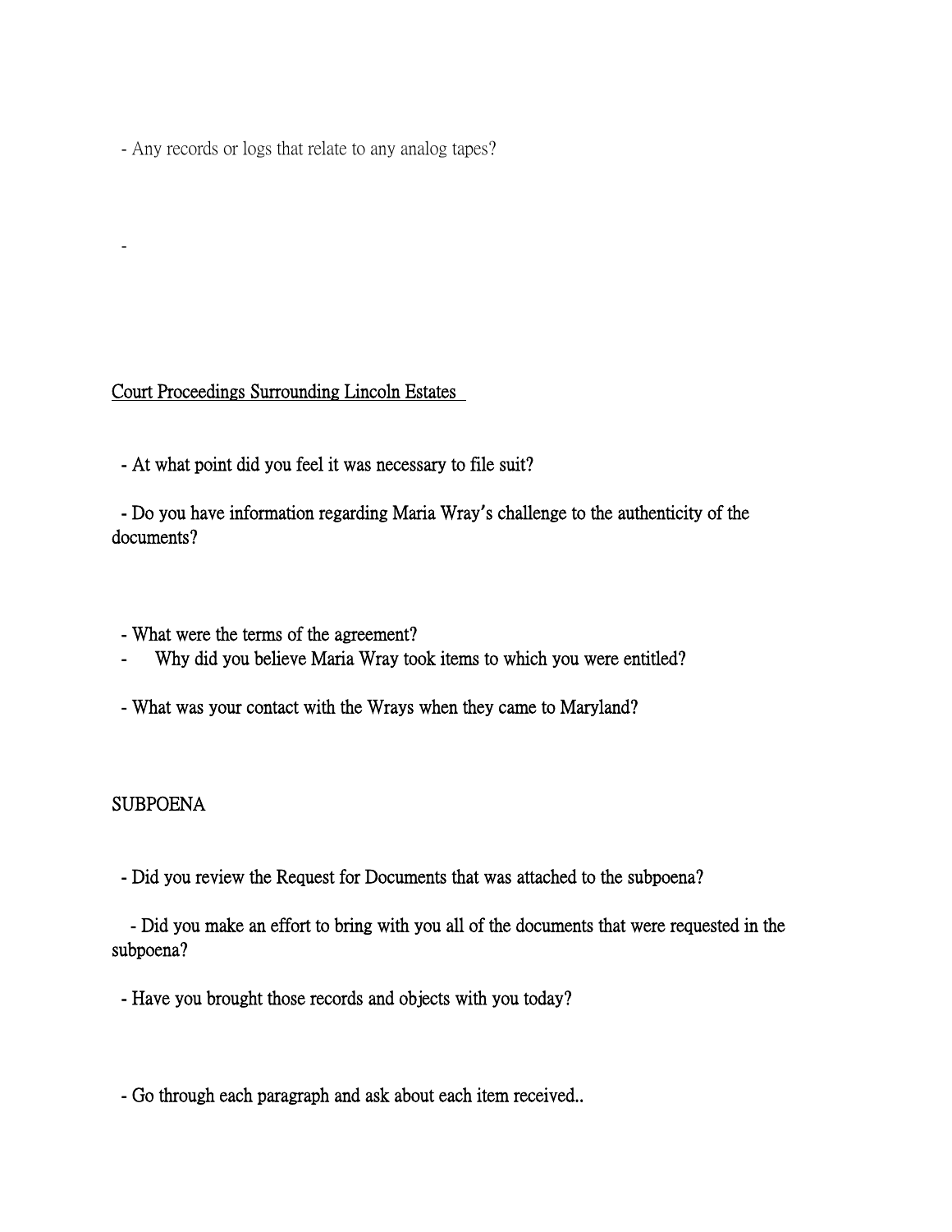- Any records or logs that relate to any analog tapes?

-

<u>Court Proceedings Surrounding Lincoln Estates</u>

- At what point did you feel it was necessary to file suit?

- Do you have information regarding Maria Wray's challenge to the authenticity of the documents?

- What were the terms of the agreement?
- Why did you believe Maria Wray took items to which you were entitled?

- What was your contact with the Wrays when they came to Maryland?

SUBPOENA

- Did you review the Request for Documents that was attached to the subpoena?

- Did you make an effort to bring with you all of the documents that were requested in the subpoena?

- Have you brought those records and objects with you today?

- Go through each paragraph and ask about each item received..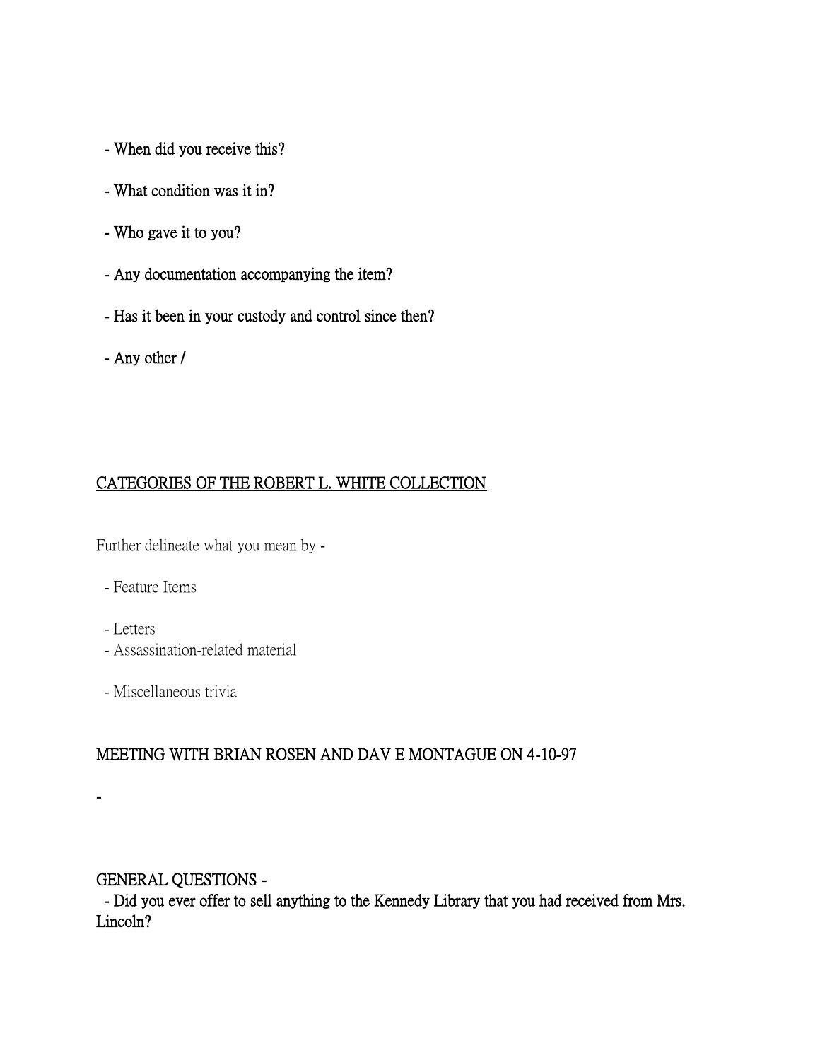- When did you receive this?
- What condition was it in?
- Who gave it to you?
- Any documentation accompanying the item?
- Has it been in your custody and control since then?
- Any other /

## CATEGORIES OF THE ROBERT L. WHITE COLLECTION

Further delineate what you mean by -

- Feature Items
- Letters
- Assassination-related material
- Miscellaneous trivia

## MEETING WITH BRIAN ROSEN AND DAV E MONTAGUE ON 4-10-97

-

GENERAL QUESTIONS -

- Did you ever offer to sell anything to the Kennedy Library that you had received from Mrs. Lincoln?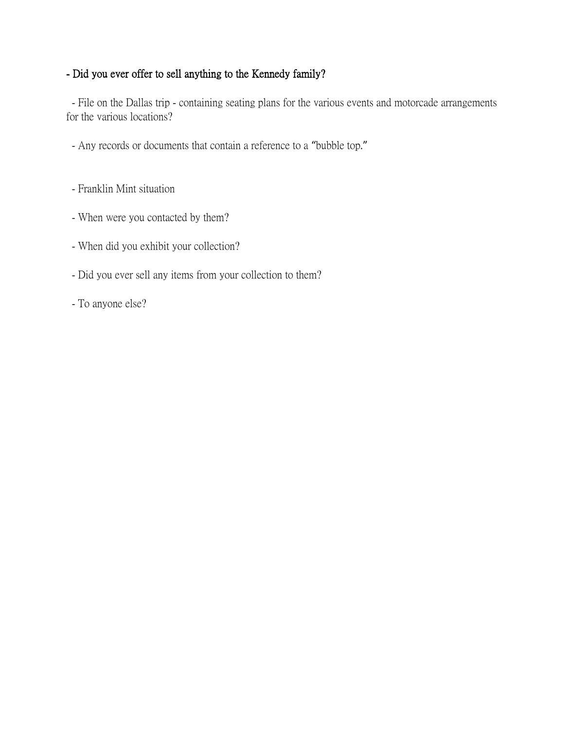**- Did you ever offer to sell anything to the Kennedy family?**

- File on the Dallas trip - containing seating plans for the various events and motorcade arrangements for the various locations?

- Any records or documents that contain a reference to a "bubble top."

- Franklin Mint situation

- When were you contacted by them?

- When did you exhibit your collection?

- Did you ever sell any items from your collection to them?

- To anyone else?